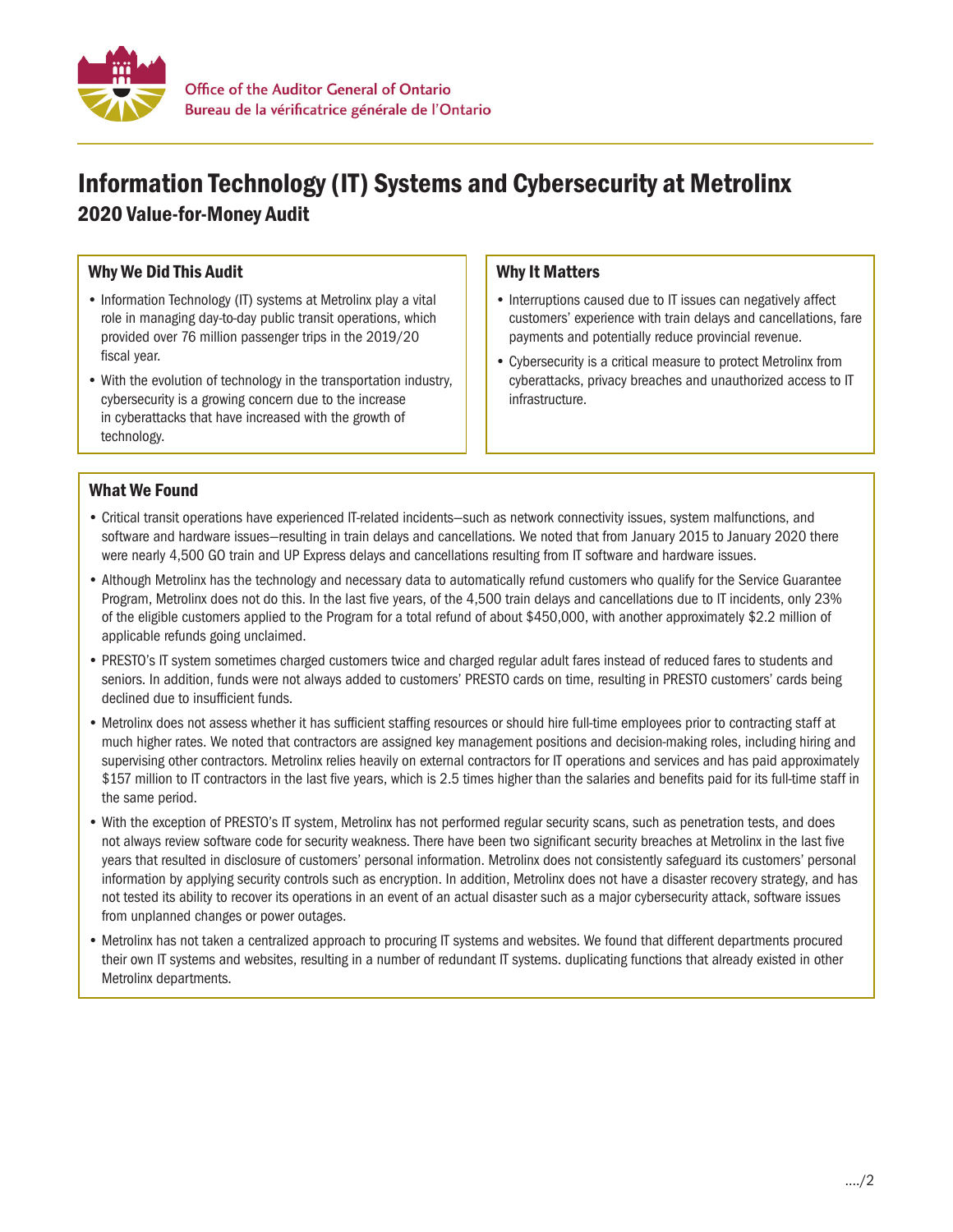Office of the Auditor General of Ontario
Bureau de la vérificatrice générale de l'Ontario

# Information Technology (IT) Systems and Cybersecurity at Metrolinx

## 2020 Value-for-Money Audit

### Why We Did This Audit

- Information Technology (IT) systems at Metrolinx play a vital role in managing day-to-day public transit operations, which provided over 76 million passenger trips in the 2019/20 fiscal year.
- With the evolution of technology in the transportation industry, cybersecurity is a growing concern due to the increase in cyberattacks that have increased with the growth of technology.

### Why It Matters

- Interruptions caused due to IT issues can negatively affect customers' experience with train delays and cancellations, fare payments and potentially reduce provincial revenue.
- Cybersecurity is a critical measure to protect Metrolinx from cyberattacks, privacy breaches and unauthorized access to IT infrastructure.

### What We Found

- Critical transit operations have experienced IT-related incidents—such as network connectivity issues, system malfunctions, and software and hardware issues—resulting in train delays and cancellations. We noted that from January 2015 to January 2020 there were nearly 4,500 GO train and UP Express delays and cancellations resulting from IT software and hardware issues.
- Although Metrolinx has the technology and necessary data to automatically refund customers who qualify for the Service Guarantee Program, Metrolinx does not do this. In the last five years, of the 4,500 train delays and cancellations due to IT incidents, only 23% of the eligible customers applied to the Program for a total refund of about $450,000, with another approximately $2.2 million of applicable refunds going unclaimed.
- PRESTO's IT system sometimes charged customers twice and charged regular adult fares instead of reduced fares to students and seniors. In addition, funds were not always added to customers' PRESTO cards on time, resulting in PRESTO customers' cards being declined due to insufficient funds.
- Metrolinx does not assess whether it has sufficient staffing resources or should hire full-time employees prior to contracting staff at much higher rates. We noted that contractors are assigned key management positions and decision-making roles, including hiring and supervising other contractors. Metrolinx relies heavily on external contractors for IT operations and services and has paid approximately $157 million to IT contractors in the last five years, which is 2.5 times higher than the salaries and benefits paid for its full-time staff in the same period.
- With the exception of PRESTO's IT system, Metrolinx has not performed regular security scans, such as penetration tests, and does not always review software code for security weakness. There have been two significant security breaches at Metrolinx in the last five years that resulted in disclosure of customers' personal information. Metrolinx does not consistently safeguard its customers' personal information by applying security controls such as encryption. In addition, Metrolinx does not have a disaster recovery strategy, and has not tested its ability to recover its operations in an event of an actual disaster such as a major cybersecurity attack, software issues from unplanned changes or power outages.
- Metrolinx has not taken a centralized approach to procuring IT systems and websites. We found that different departments procured their own IT systems and websites, resulting in a number of redundant IT systems. duplicating functions that already existed in other Metrolinx departments.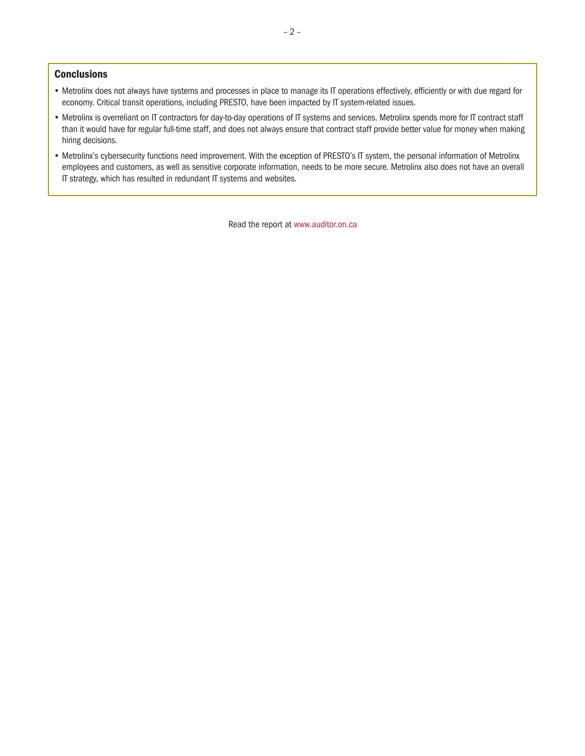## Conclusions

- Metrolinx does not always have systems and processes in place to manage its IT operations effectively, efficiently or with due regard for economy. Critical transit operations, including PRESTO, have been impacted by IT system-related issues.
- Metrolinx is overreliant on IT contractors for day-to-day operations of IT systems and services. Metrolinx spends more for IT contract staff than it would have for regular full-time staff, and does not always ensure that contract staff provide better value for money when making hiring decisions.
- Metrolinx's cybersecurity functions need improvement. With the exception of PRESTO's IT system, the personal information of Metrolinx employees and customers, as well as sensitive corporate information, needs to be more secure. Metrolinx also does not have an overall IT strategy, which has resulted in redundant IT systems and websites.

Read the report at www.auditor.on.ca